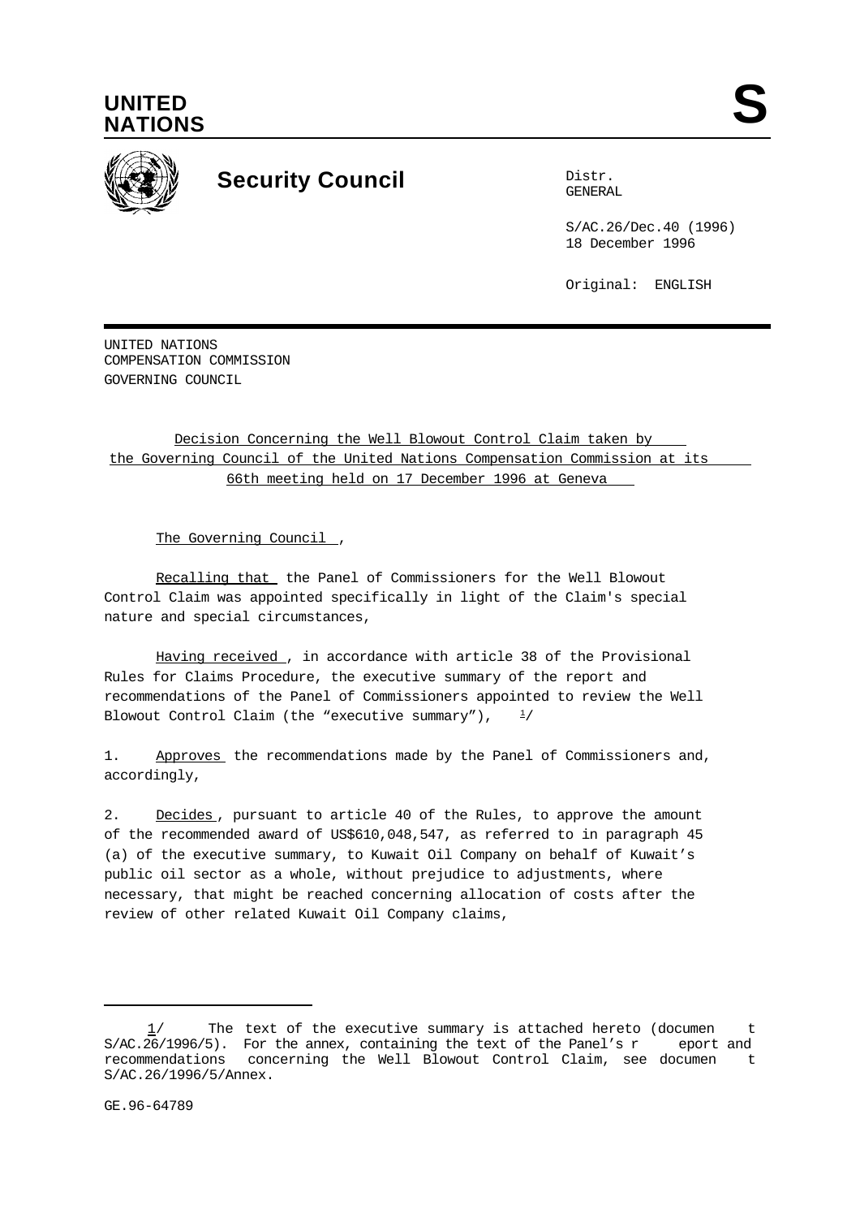# UNITED NATIONS

# S

## Security Council

Distr.
GENERAL

S/AC.26/Dec.40 (1996)
18 December 1996

Original: ENGLISH

UNITED NATIONS
COMPENSATION COMMISSION
GOVERNING COUNCIL

Decision Concerning the Well Blowout Control Claim taken by the Governing Council of the United Nations Compensation Commission at its 66th meeting held on 17 December 1996 at Geneva

The Governing Council,

Recalling that the Panel of Commissioners for the Well Blowout Control Claim was appointed specifically in light of the Claim's special nature and special circumstances,

Having received, in accordance with article 38 of the Provisional Rules for Claims Procedure, the executive summary of the report and recommendations of the Panel of Commissioners appointed to review the Well Blowout Control Claim (the "executive summary"), [1]

1. Approves the recommendations made by the Panel of Commissioners and, accordingly,

2. Decides, pursuant to article 40 of the Rules, to approve the amount of the recommended award of US$610,048,547, as referred to in paragraph 45 (a) of the executive summary, to Kuwait Oil Company on behalf of Kuwait's public oil sector as a whole, without prejudice to adjustments, where necessary, that might be reached concerning allocation of costs after the review of other related Kuwait Oil Company claims,

---

1/ The text of the executive summary is attached hereto (document S/AC.26/1996/5). For the annex, containing the text of the Panel's report and recommendations concerning the Well Blowout Control Claim, see document S/AC.26/1996/5/Annex.

GE.96-64789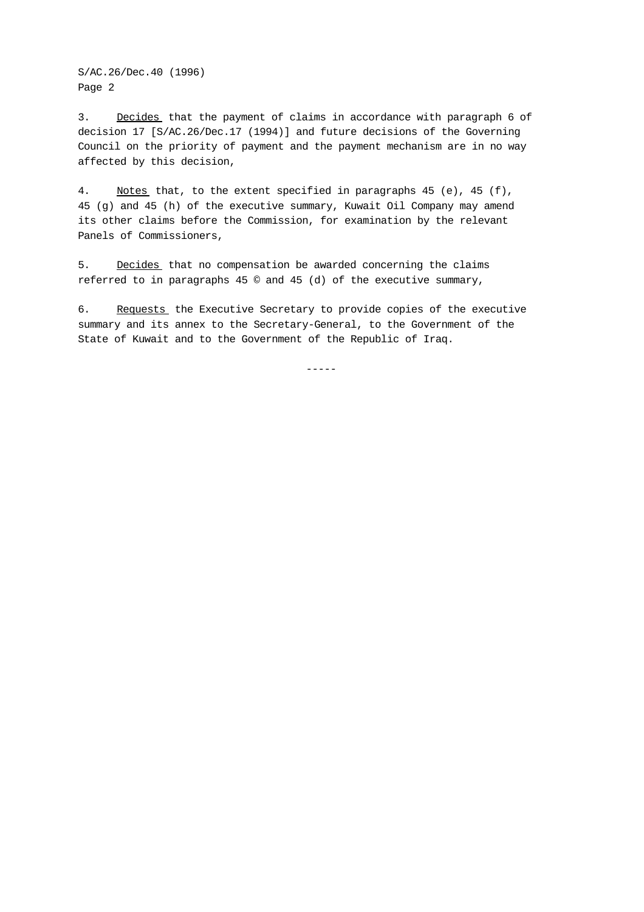3. *Decides* that the payment of claims in accordance with paragraph 6 of decision 17 [S/AC.26/Dec.17 (1994)] and future decisions of the Governing Council on the priority of payment and the payment mechanism are in no way affected by this decision,

4. *Notes* that, to the extent specified in paragraphs 45 (e), 45 (f), 45 (g) and 45 (h) of the executive summary, Kuwait Oil Company may amend its other claims before the Commission, for examination by the relevant Panels of Commissioners,

5. *Decides* that no compensation be awarded concerning the claims referred to in paragraphs 45 © and 45 (d) of the executive summary,

6. *Requests* the Executive Secretary to provide copies of the executive summary and its annex to the Secretary-General, to the Government of the State of Kuwait and to the Government of the Republic of Iraq.

-----